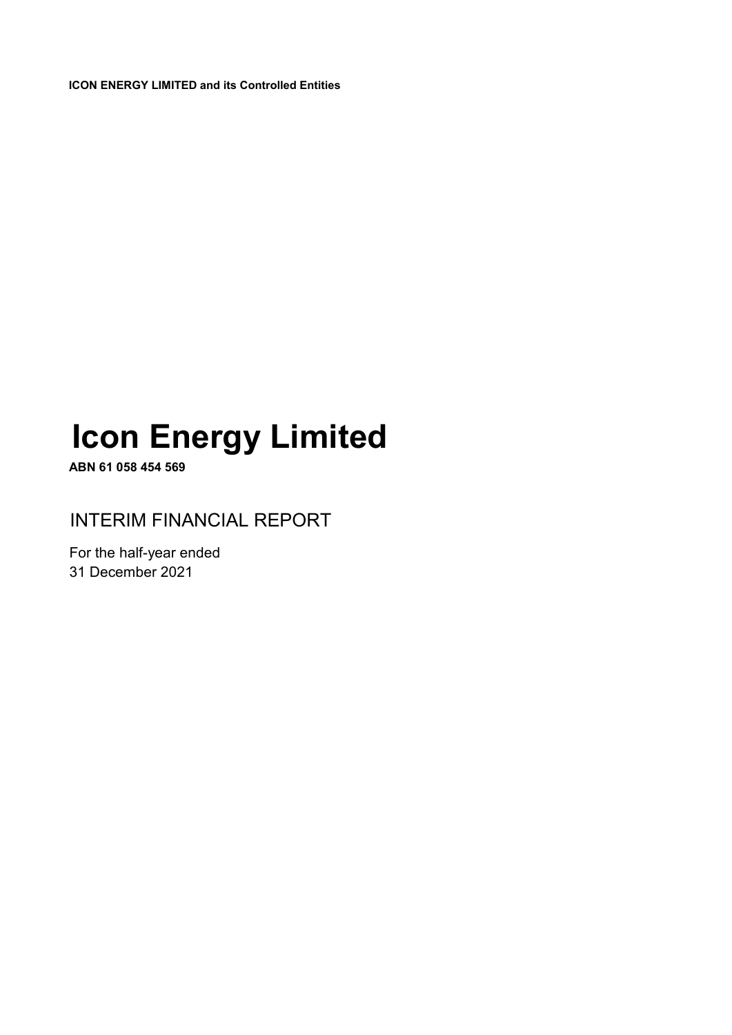**ICON ENERGY LIMITED and its Controlled Entities**

# Icon Energy Limited

**ABN 61 058 454 569**

## INTERIM FINANCIAL REPORT

For the half-year ended
31 December 2021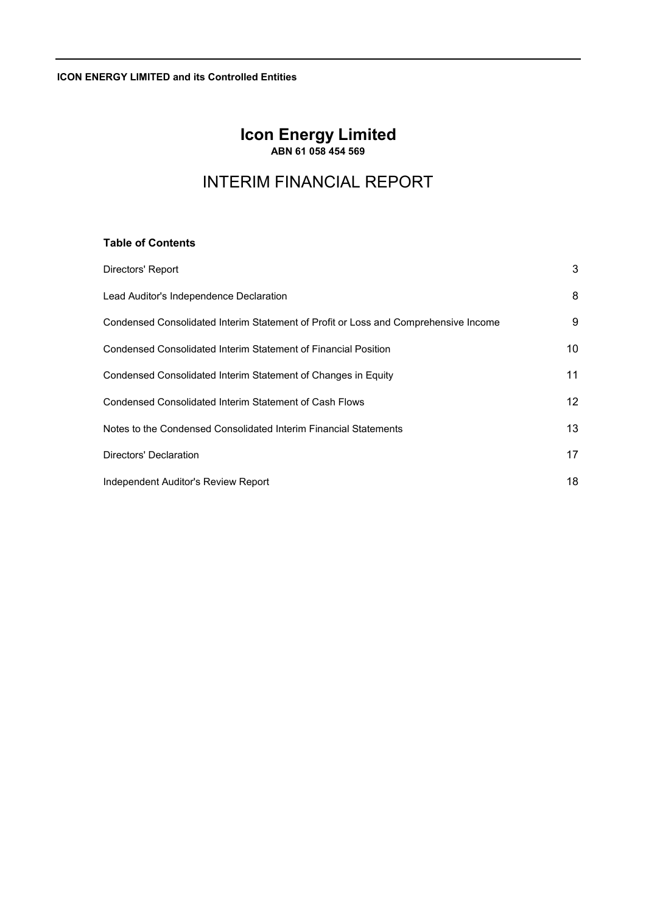# Icon Energy Limited

**ABN 61 058 454 569**

## INTERIM FINANCIAL REPORT

### Table of Contents

| | |
|---|---|
| Directors' Report | 3 |
| Lead Auditor's Independence Declaration | 8 |
| Condensed Consolidated Interim Statement of Profit or Loss and Comprehensive Income | 9 |
| Condensed Consolidated Interim Statement of Financial Position | 10 |
| Condensed Consolidated Interim Statement of Changes in Equity | 11 |
| Condensed Consolidated Interim Statement of Cash Flows | 12 |
| Notes to the Condensed Consolidated Interim Financial Statements | 13 |
| Directors' Declaration | 17 |
| Independent Auditor's Review Report | 18 |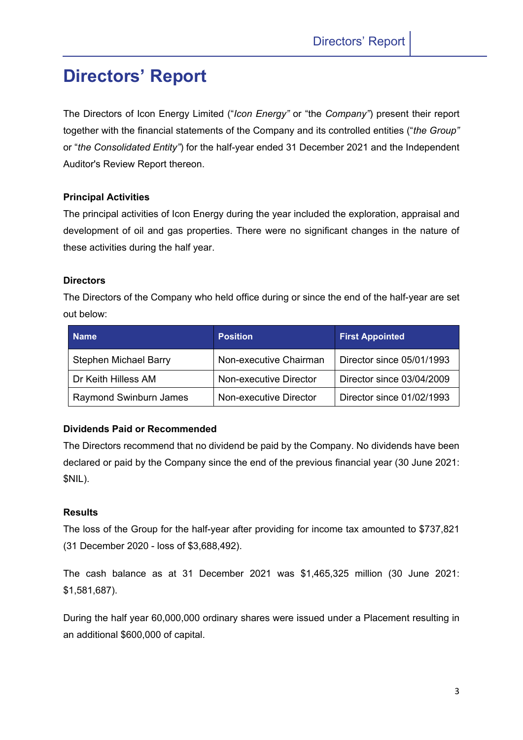# Directors' Report

The Directors of Icon Energy Limited ("*Icon Energy"* or "the *Company"*) present their report together with the financial statements of the Company and its controlled entities ("*the Group"* or "*the Consolidated Entity"*) for the half-year ended 31 December 2021 and the Independent Auditor's Review Report thereon.

**Principal Activities**

The principal activities of Icon Energy during the year included the exploration, appraisal and development of oil and gas properties. There were no significant changes in the nature of these activities during the half year.

**Directors**

The Directors of the Company who held office during or since the end of the half-year are set out below:

| Name | Position | First Appointed |
|---|---|---|
| Stephen Michael Barry | Non-executive Chairman | Director since 05/01/1993 |
| Dr Keith Hilless AM | Non-executive Director | Director since 03/04/2009 |
| Raymond Swinburn James | Non-executive Director | Director since 01/02/1993 |

**Dividends Paid or Recommended**

The Directors recommend that no dividend be paid by the Company. No dividends have been declared or paid by the Company since the end of the previous financial year (30 June 2021: $NIL).

**Results**

The loss of the Group for the half-year after providing for income tax amounted to $737,821 (31 December 2020 - loss of $3,688,492).

The cash balance as at 31 December 2021 was $1,465,325 million (30 June 2021: $1,581,687).

During the half year 60,000,000 ordinary shares were issued under a Placement resulting in an additional $600,000 of capital.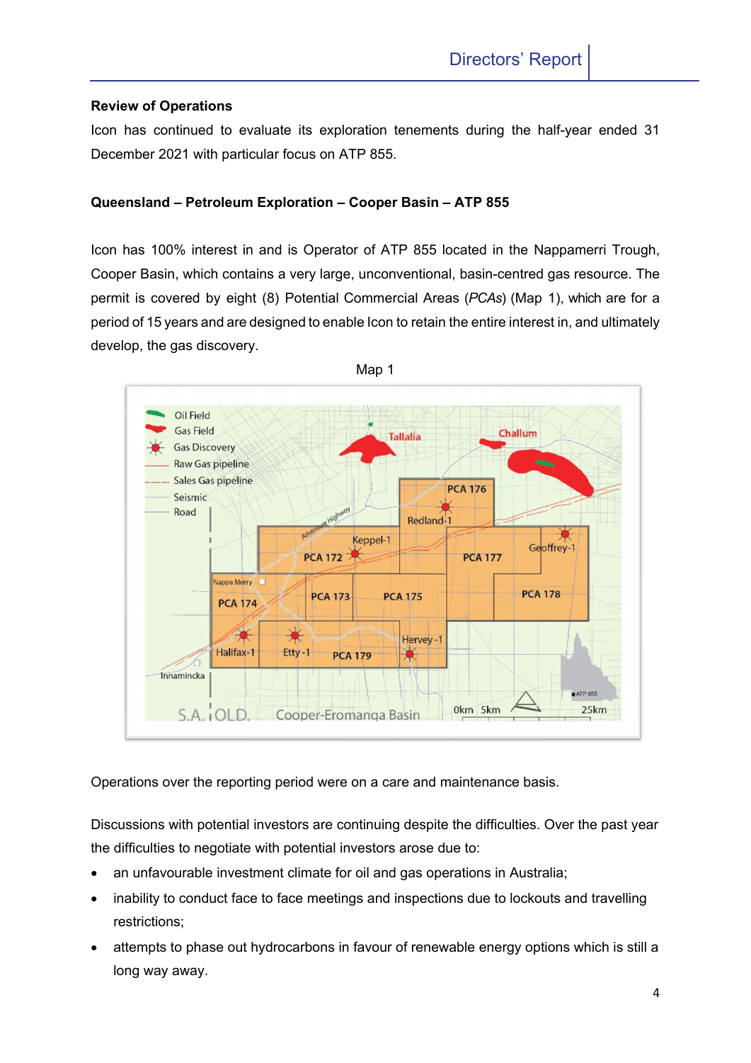## Review of Operations

Icon has continued to evaluate its exploration tenements during the half-year ended 31 December 2021 with particular focus on ATP 855.

### Queensland – Petroleum Exploration – Cooper Basin – ATP 855

Icon has 100% interest in and is Operator of ATP 855 located in the Nappamerri Trough, Cooper Basin, which contains a very large, unconventional, basin-centred gas resource. The permit is covered by eight (8) Potential Commercial Areas (*PCAs*) (Map 1), which are for a period of 15 years and are designed to enable Icon to retain the entire interest in, and ultimately develop, the gas discovery.

Map 1

Operations over the reporting period were on a care and maintenance basis.

Discussions with potential investors are continuing despite the difficulties. Over the past year the difficulties to negotiate with potential investors arose due to:

- an unfavourable investment climate for oil and gas operations in Australia;
- inability to conduct face to face meetings and inspections due to lockouts and travelling restrictions;
- attempts to phase out hydrocarbons in favour of renewable energy options which is still a long way away.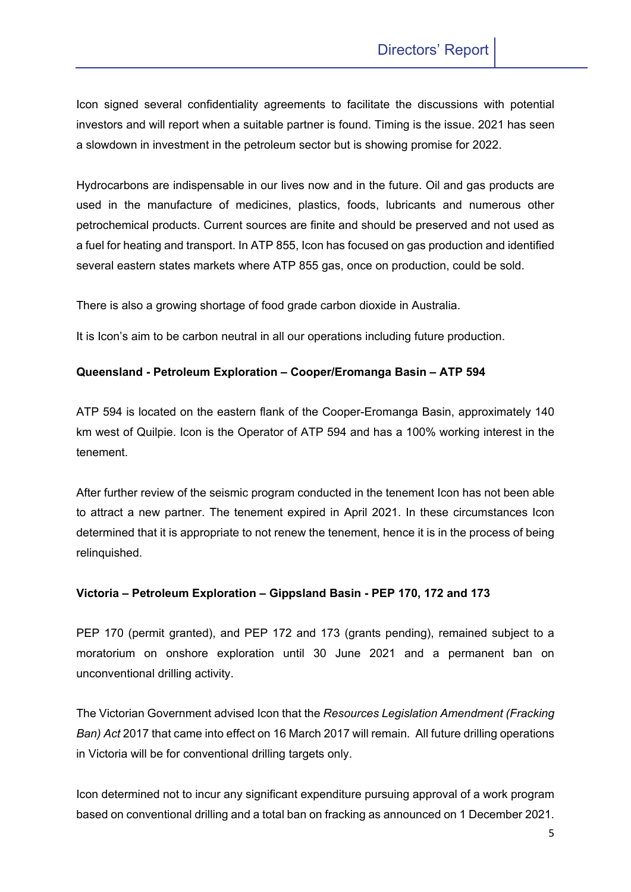Icon signed several confidentiality agreements to facilitate the discussions with potential investors and will report when a suitable partner is found. Timing is the issue. 2021 has seen a slowdown in investment in the petroleum sector but is showing promise for 2022.

Hydrocarbons are indispensable in our lives now and in the future. Oil and gas products are used in the manufacture of medicines, plastics, foods, lubricants and numerous other petrochemical products. Current sources are finite and should be preserved and not used as a fuel for heating and transport. In ATP 855, Icon has focused on gas production and identified several eastern states markets where ATP 855 gas, once on production, could be sold.

There is also a growing shortage of food grade carbon dioxide in Australia.

It is Icon's aim to be carbon neutral in all our operations including future production.

**Queensland - Petroleum Exploration – Cooper/Eromanga Basin – ATP 594**

ATP 594 is located on the eastern flank of the Cooper-Eromanga Basin, approximately 140 km west of Quilpie. Icon is the Operator of ATP 594 and has a 100% working interest in the tenement.

After further review of the seismic program conducted in the tenement Icon has not been able to attract a new partner. The tenement expired in April 2021. In these circumstances Icon determined that it is appropriate to not renew the tenement, hence it is in the process of being relinquished.

**Victoria – Petroleum Exploration – Gippsland Basin - PEP 170, 172 and 173**

PEP 170 (permit granted), and PEP 172 and 173 (grants pending), remained subject to a moratorium on onshore exploration until 30 June 2021 and a permanent ban on unconventional drilling activity.

The Victorian Government advised Icon that the *Resources Legislation Amendment (Fracking Ban) Act* 2017 that came into effect on 16 March 2017 will remain. All future drilling operations in Victoria will be for conventional drilling targets only.

Icon determined not to incur any significant expenditure pursuing approval of a work program based on conventional drilling and a total ban on fracking as announced on 1 December 2021.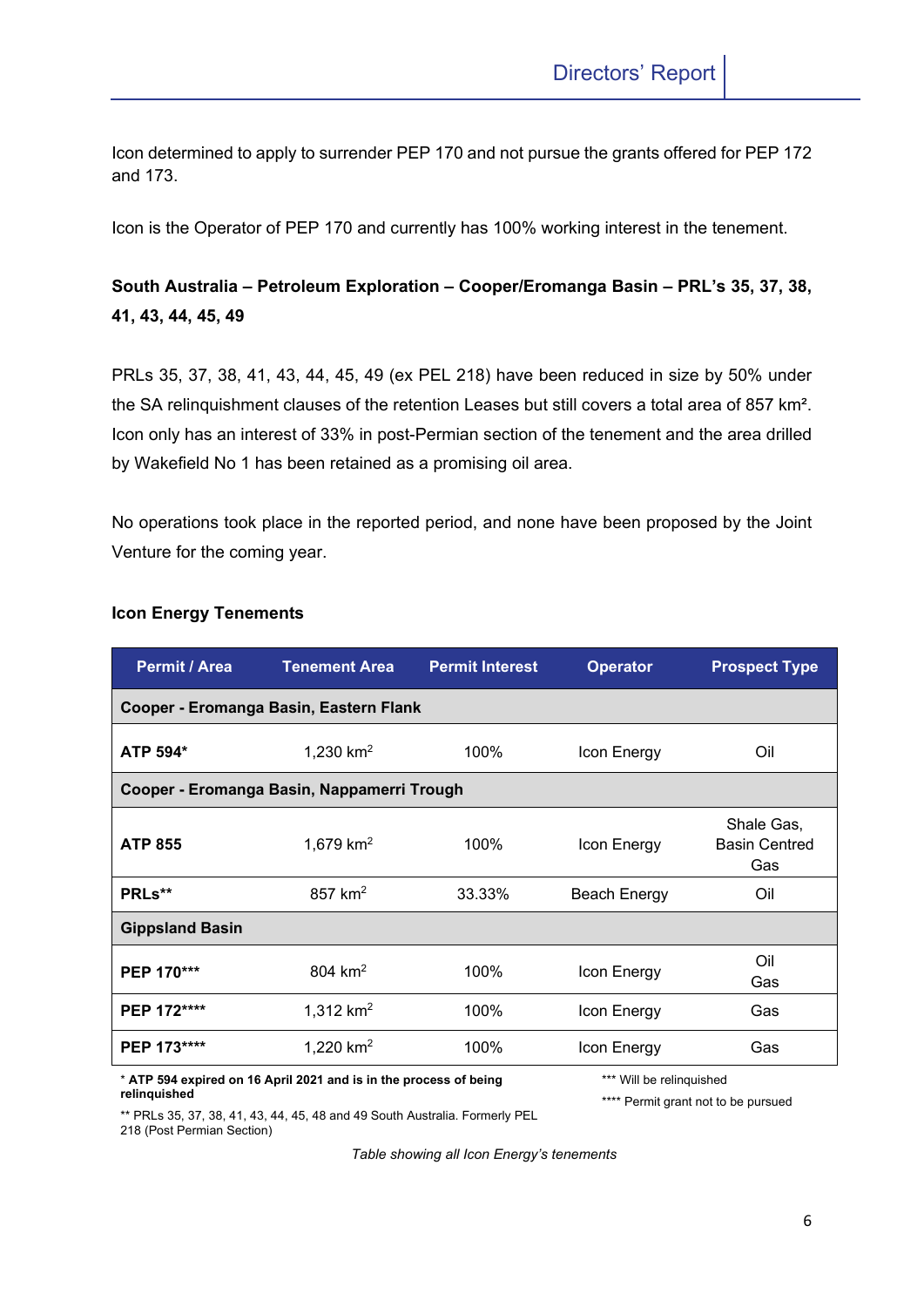Icon determined to apply to surrender PEP 170 and not pursue the grants offered for PEP 172 and 173.

Icon is the Operator of PEP 170 and currently has 100% working interest in the tenement.

**South Australia – Petroleum Exploration – Cooper/Eromanga Basin – PRL's 35, 37, 38, 41, 43, 44, 45, 49**

PRLs 35, 37, 38, 41, 43, 44, 45, 49 (ex PEL 218) have been reduced in size by 50% under the SA relinquishment clauses of the retention Leases but still covers a total area of 857 km². Icon only has an interest of 33% in post-Permian section of the tenement and the area drilled by Wakefield No 1 has been retained as a promising oil area.

No operations took place in the reported period, and none have been proposed by the Joint Venture for the coming year.

**Icon Energy Tenements**

| Permit / Area | Tenement Area | Permit Interest | Operator | Prospect Type |
|---|---|---|---|---|
| **Cooper - Eromanga Basin, Eastern Flank** | | | | |
| **ATP 594*** | 1,230 km² | 100% | Icon Energy | Oil |
| **Cooper - Eromanga Basin, Nappamerri Trough** | | | | |
| **ATP 855** | 1,679 km² | 100% | Icon Energy | Shale Gas, Basin Centred Gas |
| **PRLs**** | 857 km² | 33.33% | Beach Energy | Oil |
| **Gippsland Basin** | | | | |
| **PEP 170***** | 804 km² | 100% | Icon Energy | Oil Gas |
| **PEP 172****** | 1,312 km² | 100% | Icon Energy | Gas |
| **PEP 173****** | 1,220 km² | 100% | Icon Energy | Gas |

**\* ATP 594 expired on 16 April 2021 and is in the process of being relinquished**

** PRLs 35, 37, 38, 41, 43, 44, 45, 48 and 49 South Australia. Formerly PEL 218 (Post Permian Section)

*** Will be relinquished

**** Permit grant not to be pursued

*Table showing all Icon Energy's tenements*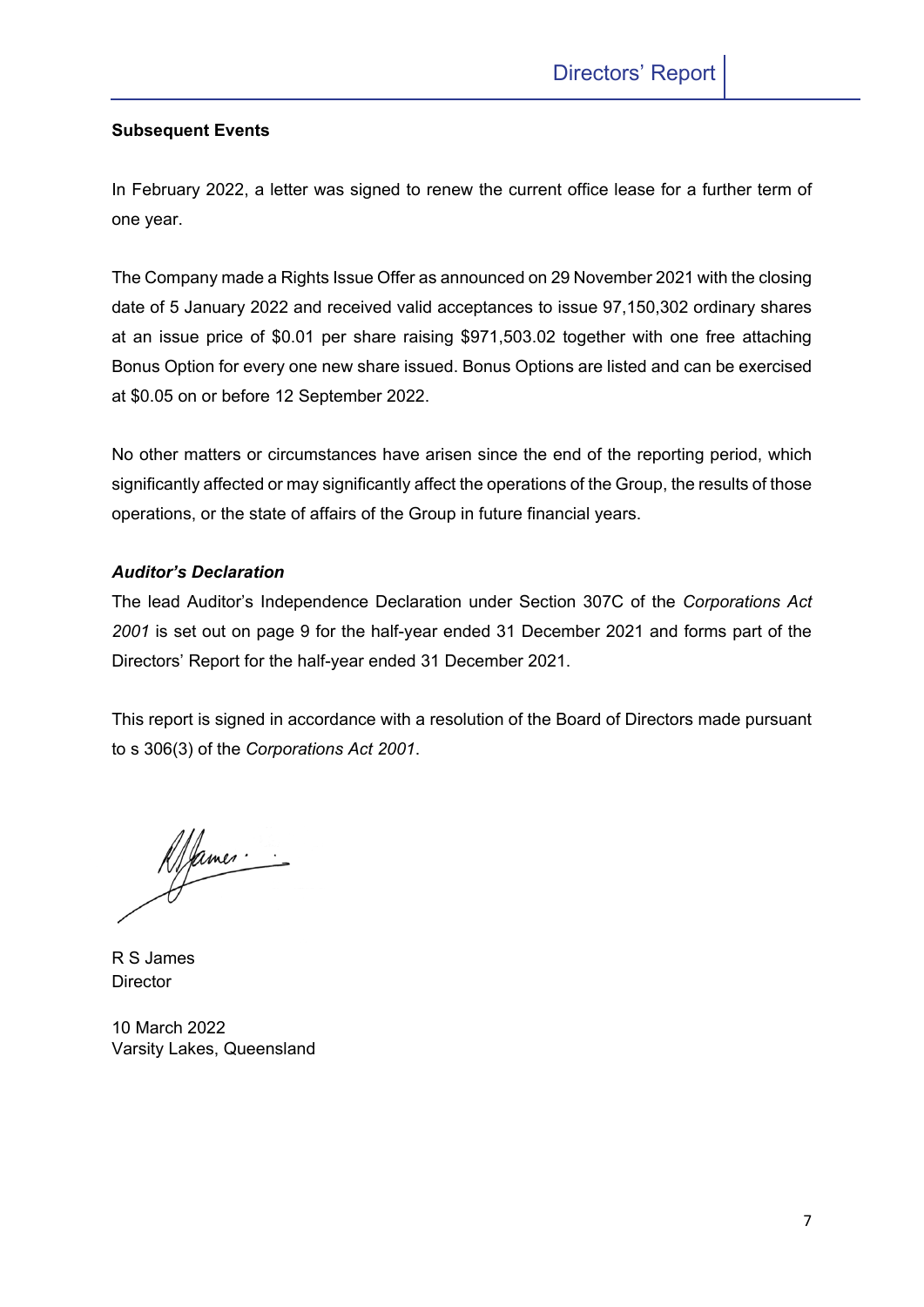**Subsequent Events**

In February 2022, a letter was signed to renew the current office lease for a further term of one year.

The Company made a Rights Issue Offer as announced on 29 November 2021 with the closing date of 5 January 2022 and received valid acceptances to issue 97,150,302 ordinary shares at an issue price of $0.01 per share raising $971,503.02 together with one free attaching Bonus Option for every one new share issued. Bonus Options are listed and can be exercised at $0.05 on or before 12 September 2022.

No other matters or circumstances have arisen since the end of the reporting period, which significantly affected or may significantly affect the operations of the Group, the results of those operations, or the state of affairs of the Group in future financial years.

***Auditor's Declaration***

The lead Auditor's Independence Declaration under Section 307C of the *Corporations Act 2001* is set out on page 9 for the half-year ended 31 December 2021 and forms part of the Directors' Report for the half-year ended 31 December 2021.

This report is signed in accordance with a resolution of the Board of Directors made pursuant to s 306(3) of the *Corporations Act 2001*.

R S James
Director

10 March 2022
Varsity Lakes, Queensland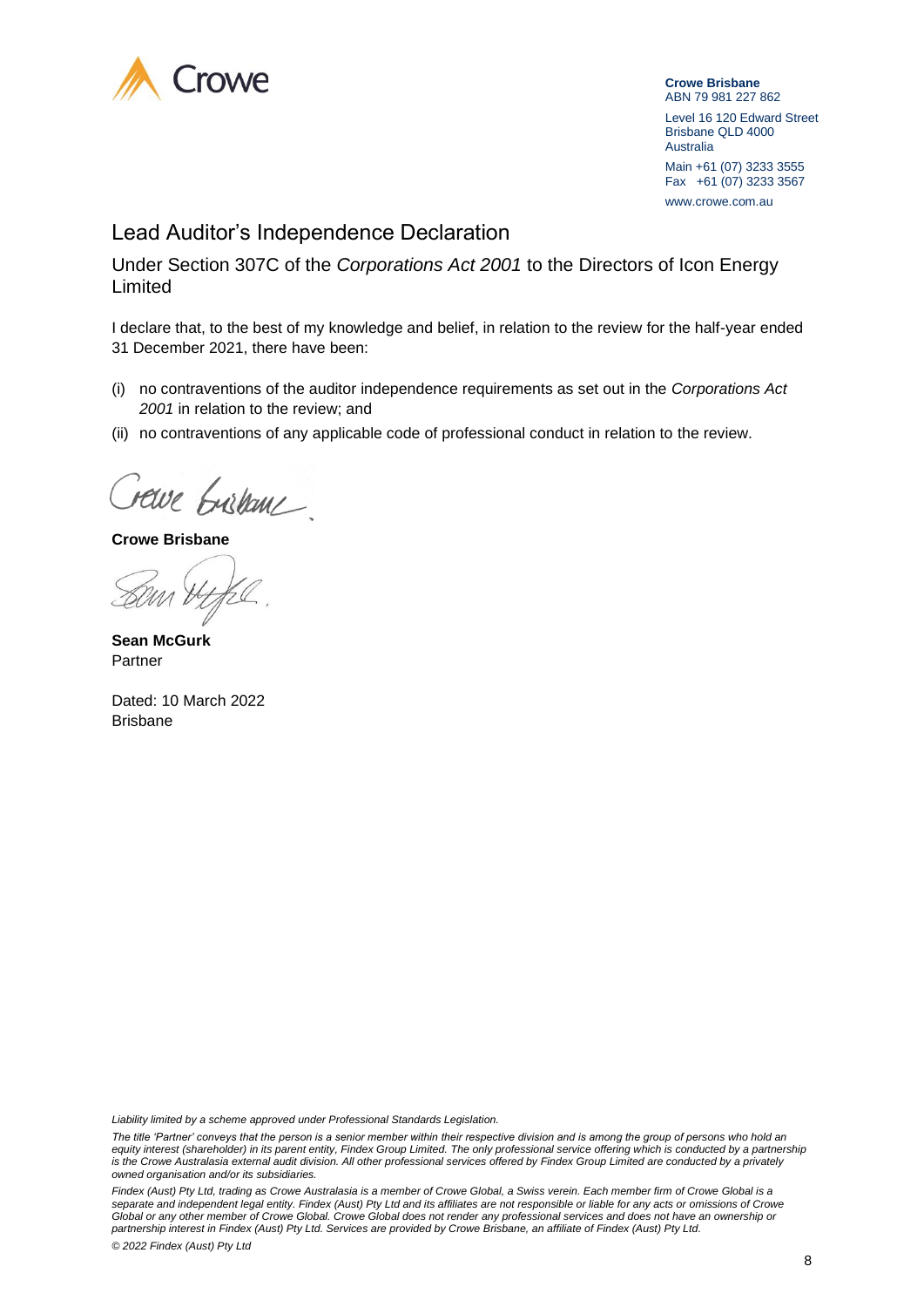**Crowe Brisbane**
ABN 79 981 227 862

Level 16 120 Edward Street
Brisbane QLD 4000
Australia

Main +61 (07) 3233 3555
Fax +61 (07) 3233 3567

www.crowe.com.au

# Lead Auditor's Independence Declaration

## Under Section 307C of the *Corporations Act 2001* to the Directors of Icon Energy Limited

I declare that, to the best of my knowledge and belief, in relation to the review for the half-year ended 31 December 2021, there have been:

(i) no contraventions of the auditor independence requirements as set out in the *Corporations Act 2001* in relation to the review; and

(ii) no contraventions of any applicable code of professional conduct in relation to the review.

**Crowe Brisbane**

**Sean McGurk**
Partner

Dated: 10 March 2022
Brisbane

*Liability limited by a scheme approved under Professional Standards Legislation.*

*The title 'Partner' conveys that the person is a senior member within their respective division and is among the group of persons who hold an equity interest (shareholder) in its parent entity, Findex Group Limited. The only professional service offering which is conducted by a partnership is the Crowe Australasia external audit division. All other professional services offered by Findex Group Limited are conducted by a privately owned organisation and/or its subsidiaries.*

*Findex (Aust) Pty Ltd, trading as Crowe Australasia is a member of Crowe Global, a Swiss verein. Each member firm of Crowe Global is a separate and independent legal entity. Findex (Aust) Pty Ltd and its affiliates are not responsible or liable for any acts or omissions of Crowe Global or any other member of Crowe Global. Crowe Global does not render any professional services and does not have an ownership or partnership interest in Findex (Aust) Pty Ltd. Services are provided by Crowe Brisbane, an affiliate of Findex (Aust) Pty Ltd.*

*© 2022 Findex (Aust) Pty Ltd*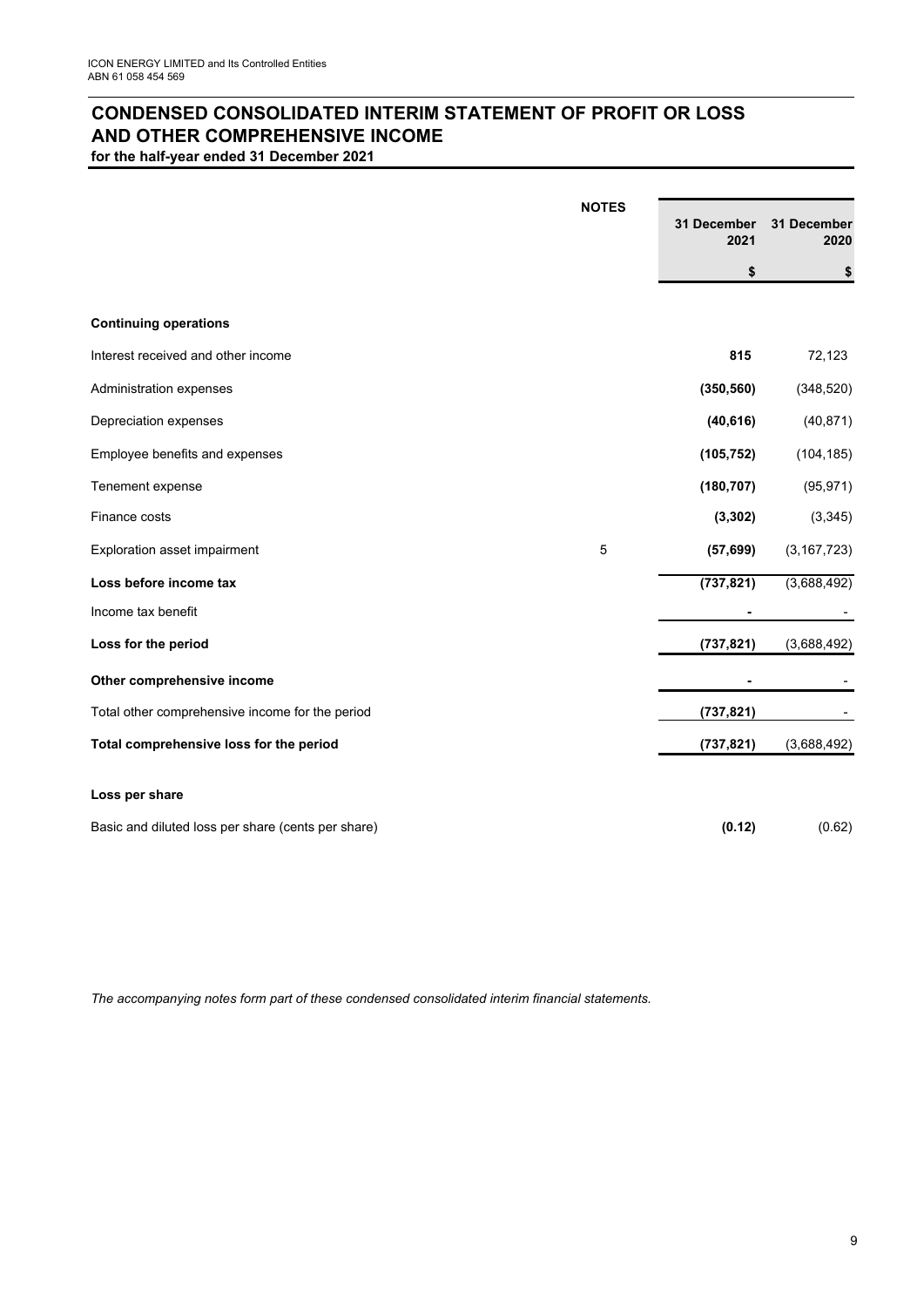ICON ENERGY LIMITED and Its Controlled Entities
ABN 61 058 454 569

# CONDENSED CONSOLIDATED INTERIM STATEMENT OF PROFIT OR LOSS AND OTHER COMPREHENSIVE INCOME

**for the half-year ended 31 December 2021**

| | NOTES | 31 December 2021 | 31 December 2020 |
|---|---|---|---|
| | | **$** | **$** |
| **Continuing operations** | | | |
| Interest received and other income | | **815** | 72,123 |
| Administration expenses | | **(350,560)** | (348,520) |
| Depreciation expenses | | **(40,616)** | (40,871) |
| Employee benefits and expenses | | **(105,752)** | (104,185) |
| Tenement expense | | **(180,707)** | (95,971) |
| Finance costs | | **(3,302)** | (3,345) |
| Exploration asset impairment | 5 | **(57,699)** | (3,167,723) |
| **Loss before income tax** | | **(737,821)** | (3,688,492) |
| Income tax benefit | | **-** | - |
| **Loss for the period** | | **(737,821)** | (3,688,492) |
| **Other comprehensive income** | | **-** | - |
| Total other comprehensive income for the period | | **(737,821)** | - |
| **Total comprehensive loss for the period** | | **(737,821)** | (3,688,492) |
| **Loss per share** | | | |
| Basic and diluted loss per share (cents per share) | | **(0.12)** | (0.62) |

*The accompanying notes form part of these condensed consolidated interim financial statements.*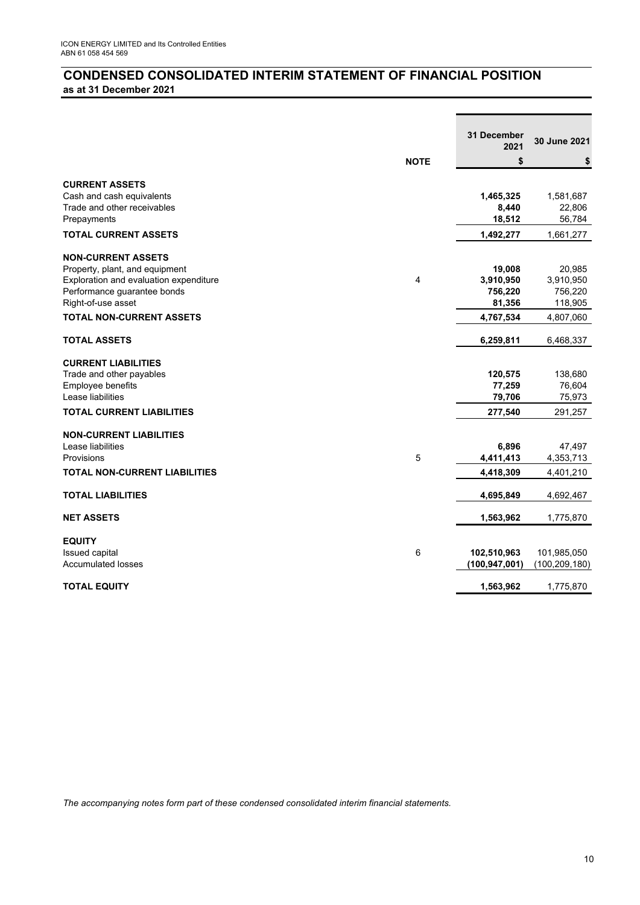ICON ENERGY LIMITED and Its Controlled Entities
ABN 61 058 454 569

# CONDENSED CONSOLIDATED INTERIM STATEMENT OF FINANCIAL POSITION

**as at 31 December 2021**

| | NOTE | 31 December 2021<br>$ | 30 June 2021<br>$ |
|---|---|---|---|
| **CURRENT ASSETS** | | | |
| Cash and cash equivalents | | **1,465,325** | 1,581,687 |
| Trade and other receivables | | **8,440** | 22,806 |
| Prepayments | | **18,512** | 56,784 |
| **TOTAL CURRENT ASSETS** | | **1,492,277** | 1,661,277 |
| **NON-CURRENT ASSETS** | | | |
| Property, plant, and equipment | | **19,008** | 20,985 |
| Exploration and evaluation expenditure | 4 | **3,910,950** | 3,910,950 |
| Performance guarantee bonds | | **756,220** | 756,220 |
| Right-of-use asset | | **81,356** | 118,905 |
| **TOTAL NON-CURRENT ASSETS** | | **4,767,534** | 4,807,060 |
| **TOTAL ASSETS** | | **6,259,811** | 6,468,337 |
| **CURRENT LIABILITIES** | | | |
| Trade and other payables | | **120,575** | 138,680 |
| Employee benefits | | **77,259** | 76,604 |
| Lease liabilities | | **79,706** | 75,973 |
| **TOTAL CURRENT LIABILITIES** | | **277,540** | 291,257 |
| **NON-CURRENT LIABILITIES** | | | |
| Lease liabilities | | **6,896** | 47,497 |
| Provisions | 5 | **4,411,413** | 4,353,713 |
| **TOTAL NON-CURRENT LIABILITIES** | | **4,418,309** | 4,401,210 |
| **TOTAL LIABILITIES** | | **4,695,849** | 4,692,467 |
| **NET ASSETS** | | **1,563,962** | 1,775,870 |
| **EQUITY** | | | |
| Issued capital | 6 | **102,510,963** | 101,985,050 |
| Accumulated losses | | **(100,947,001)** | (100,209,180) |
| **TOTAL EQUITY** | | **1,563,962** | 1,775,870 |

*The accompanying notes form part of these condensed consolidated interim financial statements.*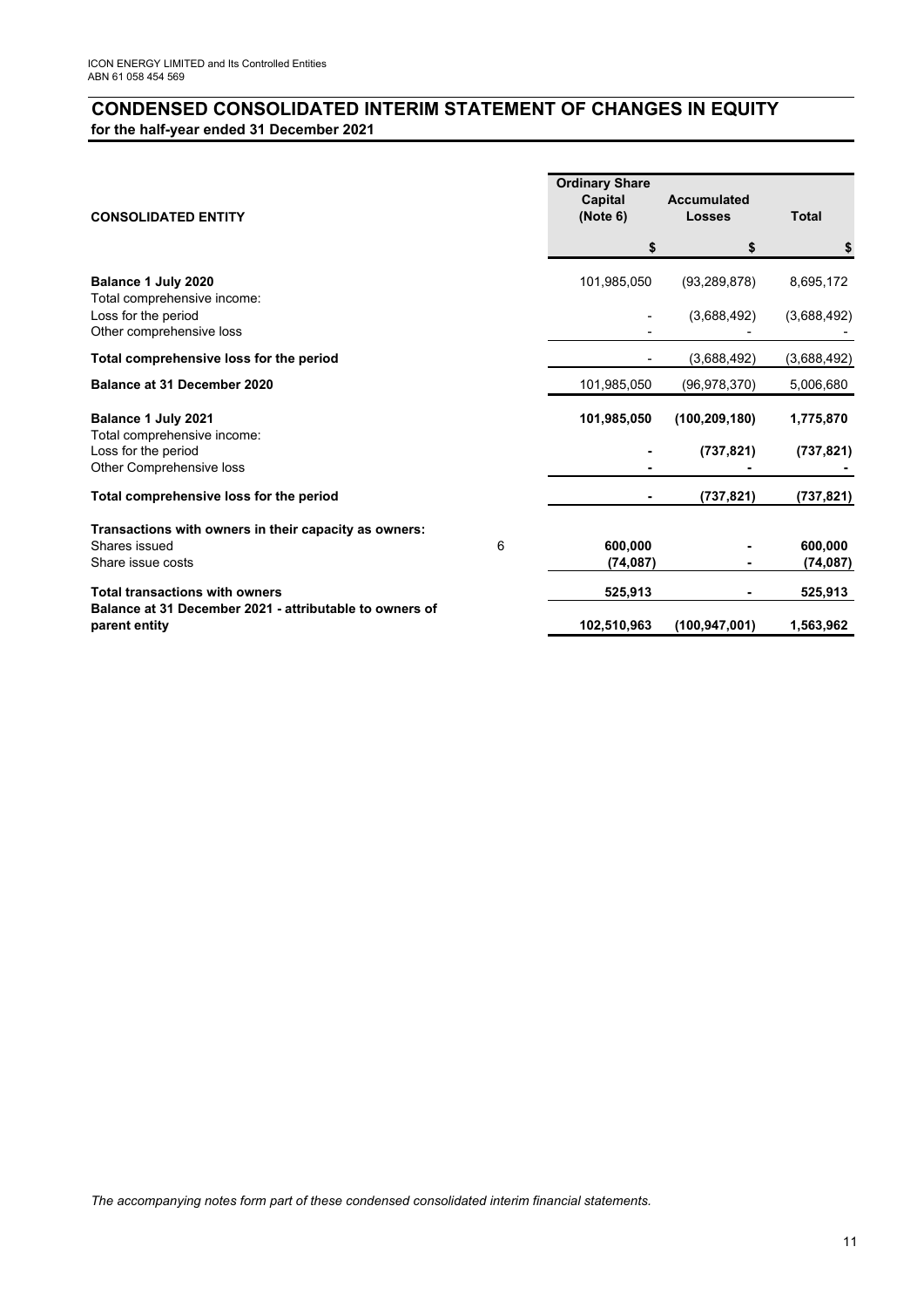ICON ENERGY LIMITED and Its Controlled Entities
ABN 61 058 454 569

# CONDENSED CONSOLIDATED INTERIM STATEMENT OF CHANGES IN EQUITY

**for the half-year ended 31 December 2021**

| CONSOLIDATED ENTITY | | Ordinary Share Capital (Note 6) | Accumulated Losses | Total |
|---|---|---|---|---|
| | | $ | $ | $ |
| **Balance 1 July 2020** | | 101,985,050 | (93,289,878) | 8,695,172 |
| Total comprehensive income: | | | | |
| Loss for the period | | - | (3,688,492) | (3,688,492) |
| Other comprehensive loss | | - | - | - |
| **Total comprehensive loss for the period** | | - | (3,688,492) | (3,688,492) |
| **Balance at 31 December 2020** | | 101,985,050 | (96,978,370) | 5,006,680 |
| **Balance 1 July 2021** | | **101,985,050** | **(100,209,180)** | **1,775,870** |
| Total comprehensive income: | | | | |
| Loss for the period | | **-** | **(737,821)** | **(737,821)** |
| Other Comprehensive loss | | **-** | **-** | **-** |
| **Total comprehensive loss for the period** | | **-** | **(737,821)** | **(737,821)** |
| **Transactions with owners in their capacity as owners:** | | | | |
| Shares issued | 6 | **600,000** | **-** | **600,000** |
| Share issue costs | | **(74,087)** | **-** | **(74,087)** |
| **Total transactions with owners** | | **525,913** | **-** | **525,913** |
| **Balance at 31 December 2021 - attributable to owners of parent entity** | | **102,510,963** | **(100,947,001)** | **1,563,962** |

*The accompanying notes form part of these condensed consolidated interim financial statements.*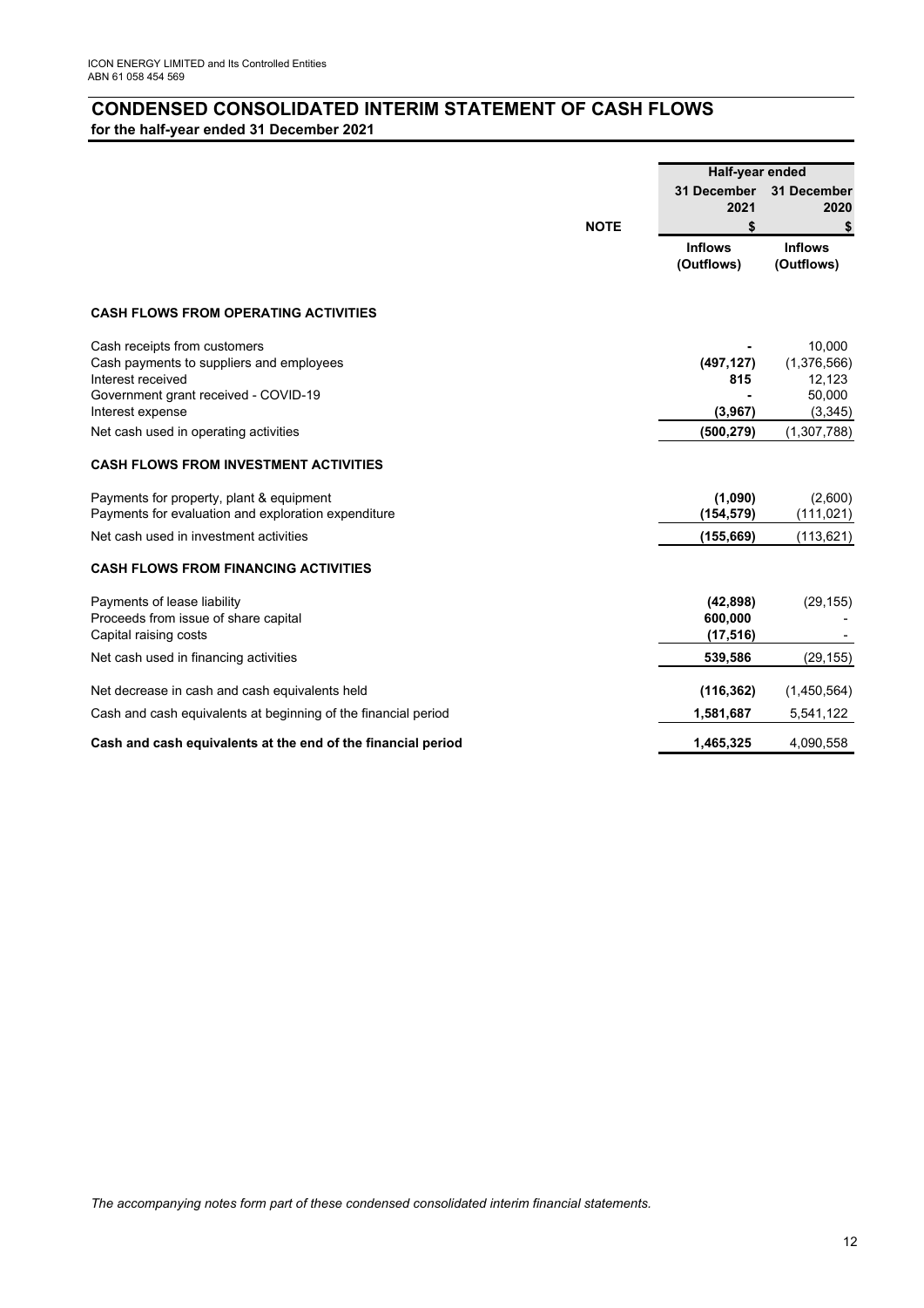ICON ENERGY LIMITED and Its Controlled Entities
ABN 61 058 454 569

# CONDENSED CONSOLIDATED INTERIM STATEMENT OF CASH FLOWS

**for the half-year ended 31 December 2021**

| | NOTE | Half-year ended 31 December 2021 $ | Half-year ended 31 December 2020 $ |
|---|---|---|---|
| | | **Inflows (Outflows)** | **Inflows (Outflows)** |
| **CASH FLOWS FROM OPERATING ACTIVITIES** | | | |
| Cash receipts from customers | | **-** | 10,000 |
| Cash payments to suppliers and employees | | **(497,127)** | (1,376,566) |
| Interest received | | **815** | 12,123 |
| Government grant received - COVID-19 | | **-** | 50,000 |
| Interest expense | | **(3,967)** | (3,345) |
| Net cash used in operating activities | | **(500,279)** | (1,307,788) |
| **CASH FLOWS FROM INVESTMENT ACTIVITIES** | | | |
| Payments for property, plant & equipment | | **(1,090)** | (2,600) |
| Payments for evaluation and exploration expenditure | | **(154,579)** | (111,021) |
| Net cash used in investment activities | | **(155,669)** | (113,621) |
| **CASH FLOWS FROM FINANCING ACTIVITIES** | | | |
| Payments of lease liability | | **(42,898)** | (29,155) |
| Proceeds from issue of share capital | | **600,000** | - |
| Capital raising costs | | **(17,516)** | - |
| Net cash used in financing activities | | **539,586** | (29,155) |
| Net decrease in cash and cash equivalents held | | **(116,362)** | (1,450,564) |
| Cash and cash equivalents at beginning of the financial period | | **1,581,687** | 5,541,122 |
| **Cash and cash equivalents at the end of the financial period** | | **1,465,325** | 4,090,558 |

*The accompanying notes form part of these condensed consolidated interim financial statements.*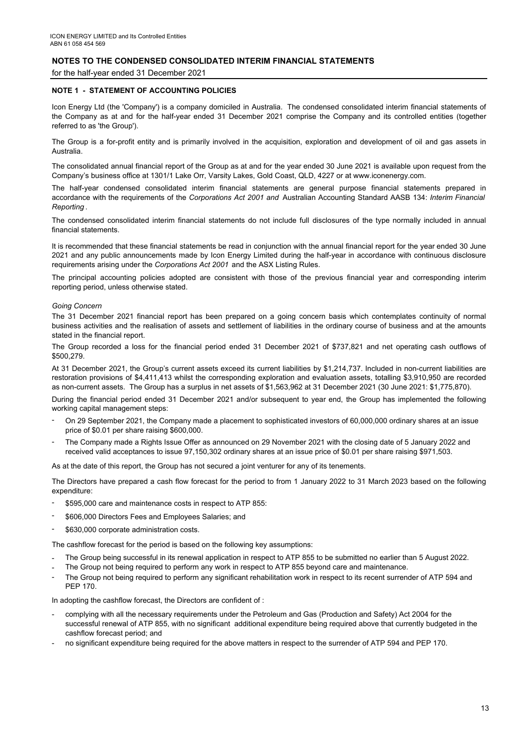ICON ENERGY LIMITED and Its Controlled Entities
ABN 61 058 454 569

## NOTES TO THE CONDENSED CONSOLIDATED INTERIM FINANCIAL STATEMENTS

for the half-year ended 31 December 2021

### NOTE 1 - STATEMENT OF ACCOUNTING POLICIES

Icon Energy Ltd (the 'Company') is a company domiciled in Australia. The condensed consolidated interim financial statements of the Company as at and for the half-year ended 31 December 2021 comprise the Company and its controlled entities (together referred to as 'the Group').

The Group is a for-profit entity and is primarily involved in the acquisition, exploration and development of oil and gas assets in Australia.

The consolidated annual financial report of the Group as at and for the year ended 30 June 2021 is available upon request from the Company's business office at 1301/1 Lake Orr, Varsity Lakes, Gold Coast, QLD, 4227 or at www.iconenergy.com.

The half-year condensed consolidated interim financial statements are general purpose financial statements prepared in accordance with the requirements of the *Corporations Act 2001 and* Australian Accounting Standard AASB 134: *Interim Financial Reporting* .

The condensed consolidated interim financial statements do not include full disclosures of the type normally included in annual financial statements.

It is recommended that these financial statements be read in conjunction with the annual financial report for the year ended 30 June 2021 and any public announcements made by Icon Energy Limited during the half-year in accordance with continuous disclosure requirements arising under the *Corporations Act 2001* and the ASX Listing Rules.

The principal accounting policies adopted are consistent with those of the previous financial year and corresponding interim reporting period, unless otherwise stated.

*Going Concern*

The 31 December 2021 financial report has been prepared on a going concern basis which contemplates continuity of normal business activities and the realisation of assets and settlement of liabilities in the ordinary course of business and at the amounts stated in the financial report.

The Group recorded a loss for the financial period ended 31 December 2021 of $737,821 and net operating cash outflows of $500,279.

At 31 December 2021, the Group's current assets exceed its current liabilities by $1,214,737. Included in non-current liabilities are restoration provisions of $4,411,413 whilst the corresponding exploration and evaluation assets, totalling $3,910,950 are recorded as non-current assets. The Group has a surplus in net assets of $1,563,962 at 31 December 2021 (30 June 2021: $1,775,870).

During the financial period ended 31 December 2021 and/or subsequent to year end, the Group has implemented the following working capital management steps:

- On 29 September 2021, the Company made a placement to sophisticated investors of 60,000,000 ordinary shares at an issue price of $0.01 per share raising $600,000.
- The Company made a Rights Issue Offer as announced on 29 November 2021 with the closing date of 5 January 2022 and received valid acceptances to issue 97,150,302 ordinary shares at an issue price of $0.01 per share raising $971,503.

As at the date of this report, the Group has not secured a joint venturer for any of its tenements.

The Directors have prepared a cash flow forecast for the period to from 1 January 2022 to 31 March 2023 based on the following expenditure:

- $595,000 care and maintenance costs in respect to ATP 855:
- $606,000 Directors Fees and Employees Salaries; and
- $630,000 corporate administration costs.

The cashflow forecast for the period is based on the following key assumptions:

- The Group being successful in its renewal application in respect to ATP 855 to be submitted no earlier than 5 August 2022.
- The Group not being required to perform any work in respect to ATP 855 beyond care and maintenance.
- The Group not being required to perform any significant rehabilitation work in respect to its recent surrender of ATP 594 and PEP 170.

In adopting the cashflow forecast, the Directors are confident of :

- complying with all the necessary requirements under the Petroleum and Gas (Production and Safety) Act 2004 for the successful renewal of ATP 855, with no significant additional expenditure being required above that currently budgeted in the cashflow forecast period; and
- no significant expenditure being required for the above matters in respect to the surrender of ATP 594 and PEP 170.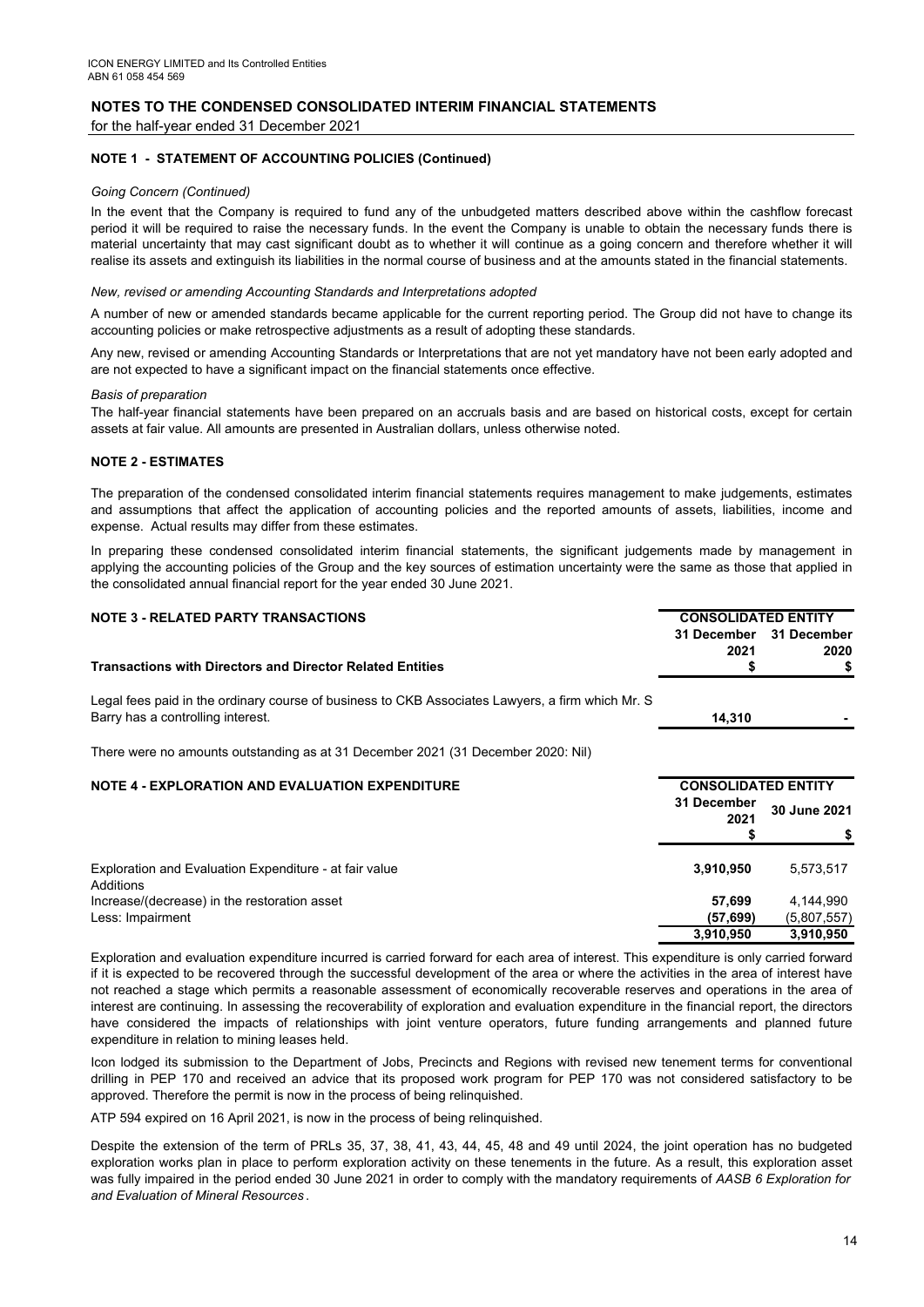ICON ENERGY LIMITED and Its Controlled Entities
ABN 61 058 454 569

# NOTES TO THE CONDENSED CONSOLIDATED INTERIM FINANCIAL STATEMENTS

for the half-year ended 31 December 2021

## NOTE 1 - STATEMENT OF ACCOUNTING POLICIES (Continued)

*Going Concern (Continued)*

In the event that the Company is required to fund any of the unbudgeted matters described above within the cashflow forecast period it will be required to raise the necessary funds. In the event the Company is unable to obtain the necessary funds there is material uncertainty that may cast significant doubt as to whether it will continue as a going concern and therefore whether it will realise its assets and extinguish its liabilities in the normal course of business and at the amounts stated in the financial statements.

*New, revised or amending Accounting Standards and Interpretations adopted*

A number of new or amended standards became applicable for the current reporting period. The Group did not have to change its accounting policies or make retrospective adjustments as a result of adopting these standards.

Any new, revised or amending Accounting Standards or Interpretations that are not yet mandatory have not been early adopted and are not expected to have a significant impact on the financial statements once effective.

*Basis of preparation*

The half-year financial statements have been prepared on an accruals basis and are based on historical costs, except for certain assets at fair value. All amounts are presented in Australian dollars, unless otherwise noted.

## NOTE 2 - ESTIMATES

The preparation of the condensed consolidated interim financial statements requires management to make judgements, estimates and assumptions that affect the application of accounting policies and the reported amounts of assets, liabilities, income and expense. Actual results may differ from these estimates.

In preparing these condensed consolidated interim financial statements, the significant judgements made by management in applying the accounting policies of the Group and the key sources of estimation uncertainty were the same as those that applied in the consolidated annual financial report for the year ended 30 June 2021.

## NOTE 3 - RELATED PARTY TRANSACTIONS

| | CONSOLIDATED ENTITY | |
|---|---|---|
| | 31 December 2021 | 31 December 2020 |
| **Transactions with Directors and Director Related Entities** | $ | $ |
| Legal fees paid in the ordinary course of business to CKB Associates Lawyers, a firm which Mr. S Barry has a controlling interest. | **14,310** | - |

There were no amounts outstanding as at 31 December 2021 (31 December 2020: Nil)

## NOTE 4 - EXPLORATION AND EVALUATION EXPENDITURE

| | CONSOLIDATED ENTITY | |
|---|---|---|
| | 31 December 2021 | 30 June 2021 |
| | $ | $ |
| Exploration and Evaluation Expenditure - at fair value | **3,910,950** | 5,573,517 |
| Additions | | |
| Increase/(decrease) in the restoration asset | **57,699** | 4,144,990 |
| Less: Impairment | **(57,699)** | (5,807,557) |
| | **3,910,950** | **3,910,950** |

Exploration and evaluation expenditure incurred is carried forward for each area of interest. This expenditure is only carried forward if it is expected to be recovered through the successful development of the area or where the activities in the area of interest have not reached a stage which permits a reasonable assessment of economically recoverable reserves and operations in the area of interest are continuing. In assessing the recoverability of exploration and evaluation expenditure in the financial report, the directors have considered the impacts of relationships with joint venture operators, future funding arrangements and planned future expenditure in relation to mining leases held.

Icon lodged its submission to the Department of Jobs, Precincts and Regions with revised new tenement terms for conventional drilling in PEP 170 and received an advice that its proposed work program for PEP 170 was not considered satisfactory to be approved. Therefore the permit is now in the process of being relinquished.

ATP 594 expired on 16 April 2021, is now in the process of being relinquished.

Despite the extension of the term of PRLs 35, 37, 38, 41, 43, 44, 45, 48 and 49 until 2024, the joint operation has no budgeted exploration works plan in place to perform exploration activity on these tenements in the future. As a result, this exploration asset was fully impaired in the period ended 30 June 2021 in order to comply with the mandatory requirements of *AASB 6 Exploration for and Evaluation of Mineral Resources*.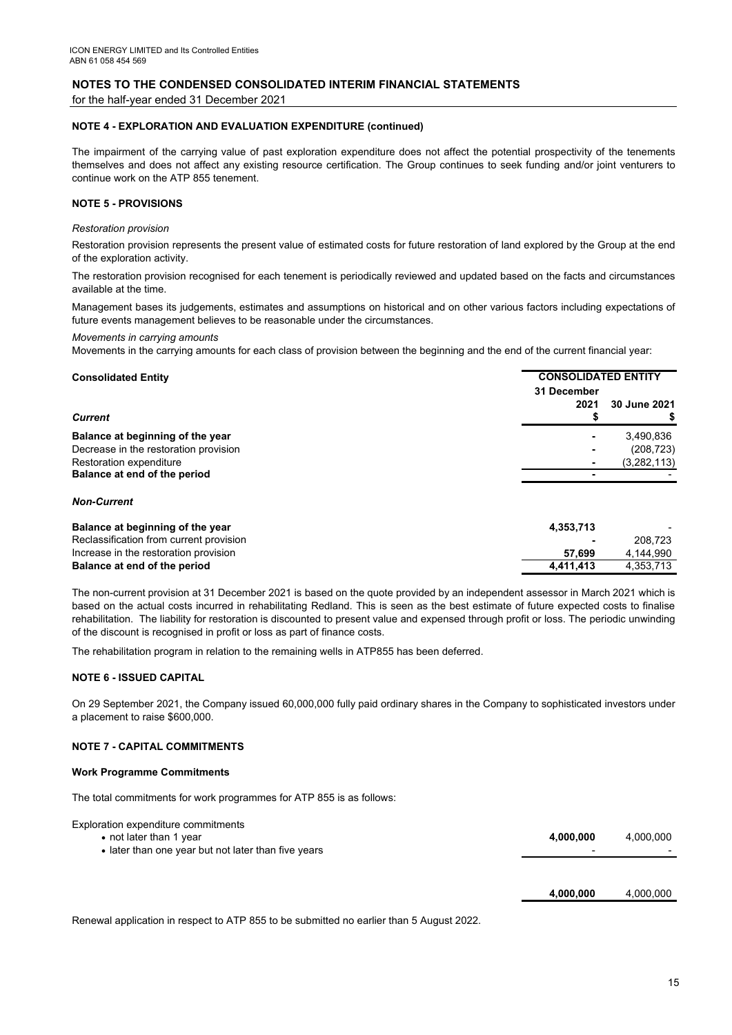## NOTES TO THE CONDENSED CONSOLIDATED INTERIM FINANCIAL STATEMENTS

for the half-year ended 31 December 2021

### NOTE 4 - EXPLORATION AND EVALUATION EXPENDITURE (continued)

The impairment of the carrying value of past exploration expenditure does not affect the potential prospectivity of the tenements themselves and does not affect any existing resource certification. The Group continues to seek funding and/or joint venturers to continue work on the ATP 855 tenement.

### NOTE 5 - PROVISIONS

*Restoration provision*

Restoration provision represents the present value of estimated costs for future restoration of land explored by the Group at the end of the exploration activity.

The restoration provision recognised for each tenement is periodically reviewed and updated based on the facts and circumstances available at the time.

Management bases its judgements, estimates and assumptions on historical and on other various factors including expectations of future events management believes to be reasonable under the circumstances.

*Movements in carrying amounts*

Movements in the carrying amounts for each class of provision between the beginning and the end of the current financial year:

| **Consolidated Entity** | **CONSOLIDATED ENTITY** | |
|---|---|---|
| | **31 December 2021** | **30 June 2021** |
| ***Current*** | **$** | **$** |
| **Balance at beginning of the year** | - | 3,490,836 |
| Decrease in the restoration provision | - | (208,723) |
| Restoration expenditure | - | (3,282,113) |
| **Balance at end of the period** | - | - |
| ***Non-Current*** | | |
| **Balance at beginning of the year** | **4,353,713** | - |
| Reclassification from current provision | **-** | 208,723 |
| Increase in the restoration provision | **57,699** | 4,144,990 |
| **Balance at end of the period** | **4,411,413** | 4,353,713 |

The non-current provision at 31 December 2021 is based on the quote provided by an independent assessor in March 2021 which is based on the actual costs incurred in rehabilitating Redland. This is seen as the best estimate of future expected costs to finalise rehabilitation. The liability for restoration is discounted to present value and expensed through profit or loss. The periodic unwinding of the discount is recognised in profit or loss as part of finance costs.

The rehabilitation program in relation to the remaining wells in ATP855 has been deferred.

### NOTE 6 - ISSUED CAPITAL

On 29 September 2021, the Company issued 60,000,000 fully paid ordinary shares in the Company to sophisticated investors under a placement to raise $600,000.

### NOTE 7 - CAPITAL COMMITMENTS

**Work Programme Commitments**

The total commitments for work programmes for ATP 855 is as follows:

| Exploration expenditure commitments | | |
|---|---|---|
| • not later than 1 year | **4,000,000** | 4,000,000 |
| • later than one year but not later than five years | - | - |
| | **4,000,000** | 4,000,000 |

Renewal application in respect to ATP 855 to be submitted no earlier than 5 August 2022.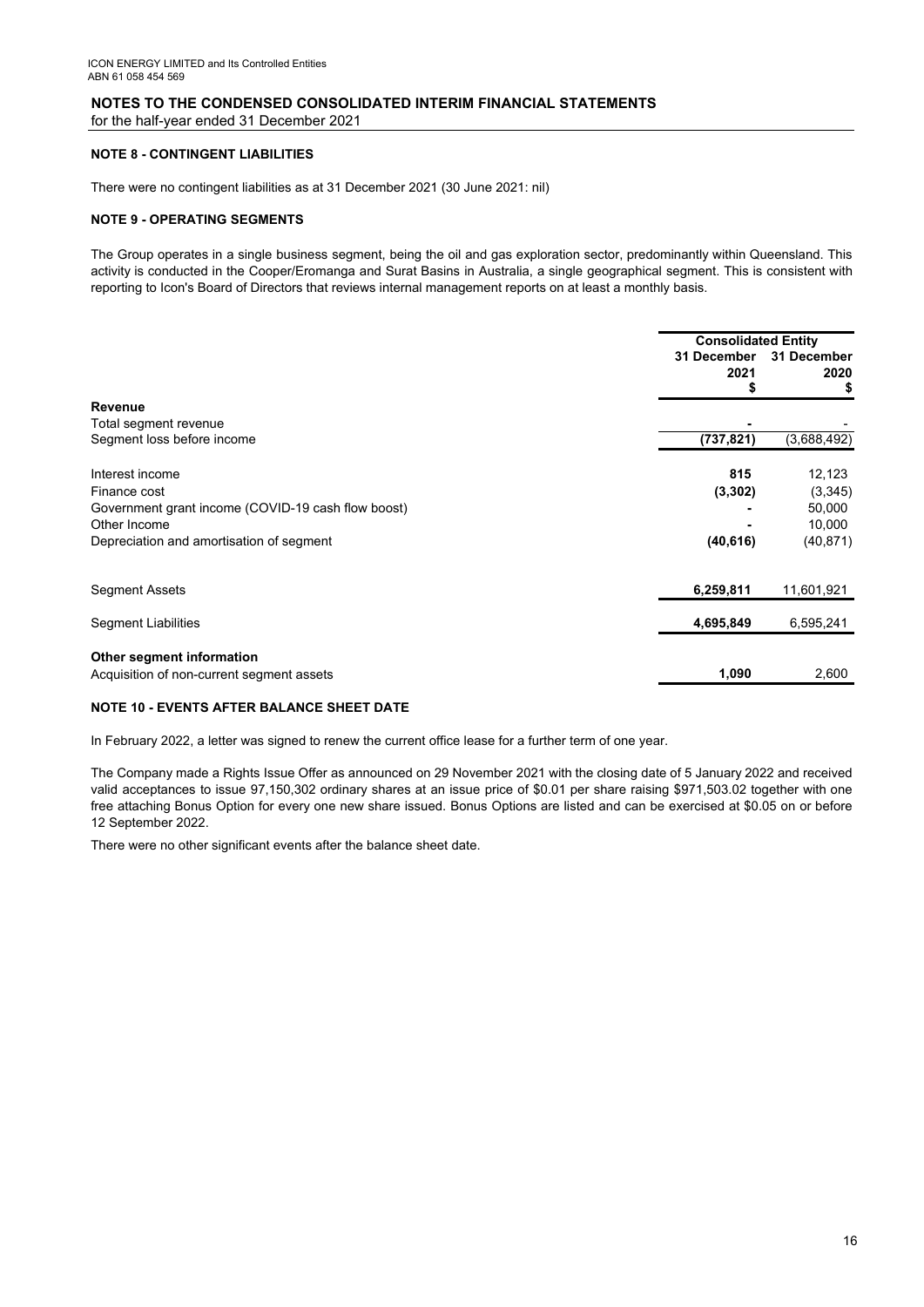## NOTES TO THE CONDENSED CONSOLIDATED INTERIM FINANCIAL STATEMENTS

for the half-year ended 31 December 2021

### NOTE 8 - CONTINGENT LIABILITIES

There were no contingent liabilities as at 31 December 2021 (30 June 2021: nil)

### NOTE 9 - OPERATING SEGMENTS

The Group operates in a single business segment, being the oil and gas exploration sector, predominantly within Queensland. This activity is conducted in the Cooper/Eromanga and Surat Basins in Australia, a single geographical segment. This is consistent with reporting to Icon's Board of Directors that reviews internal management reports on at least a monthly basis.

| | Consolidated Entity | |
|---|---|---|
| | 31 December 2021 $ | 31 December 2020 $ |
| **Revenue** | | |
| Total segment revenue | **-** | - |
| Segment loss before income | **(737,821)** | (3,688,492) |
| Interest income | **815** | 12,123 |
| Finance cost | **(3,302)** | (3,345) |
| Government grant income (COVID-19 cash flow boost) | **-** | 50,000 |
| Other Income | **-** | 10,000 |
| Depreciation and amortisation of segment | **(40,616)** | (40,871) |
| Segment Assets | **6,259,811** | 11,601,921 |
| Segment Liabilities | **4,695,849** | 6,595,241 |
| **Other segment information** | | |
| Acquisition of non-current segment assets | **1,090** | 2,600 |

### NOTE 10 - EVENTS AFTER BALANCE SHEET DATE

In February 2022, a letter was signed to renew the current office lease for a further term of one year.

The Company made a Rights Issue Offer as announced on 29 November 2021 with the closing date of 5 January 2022 and received valid acceptances to issue 97,150,302 ordinary shares at an issue price of $0.01 per share raising $971,503.02 together with one free attaching Bonus Option for every one new share issued. Bonus Options are listed and can be exercised at $0.05 on or before 12 September 2022.

There were no other significant events after the balance sheet date.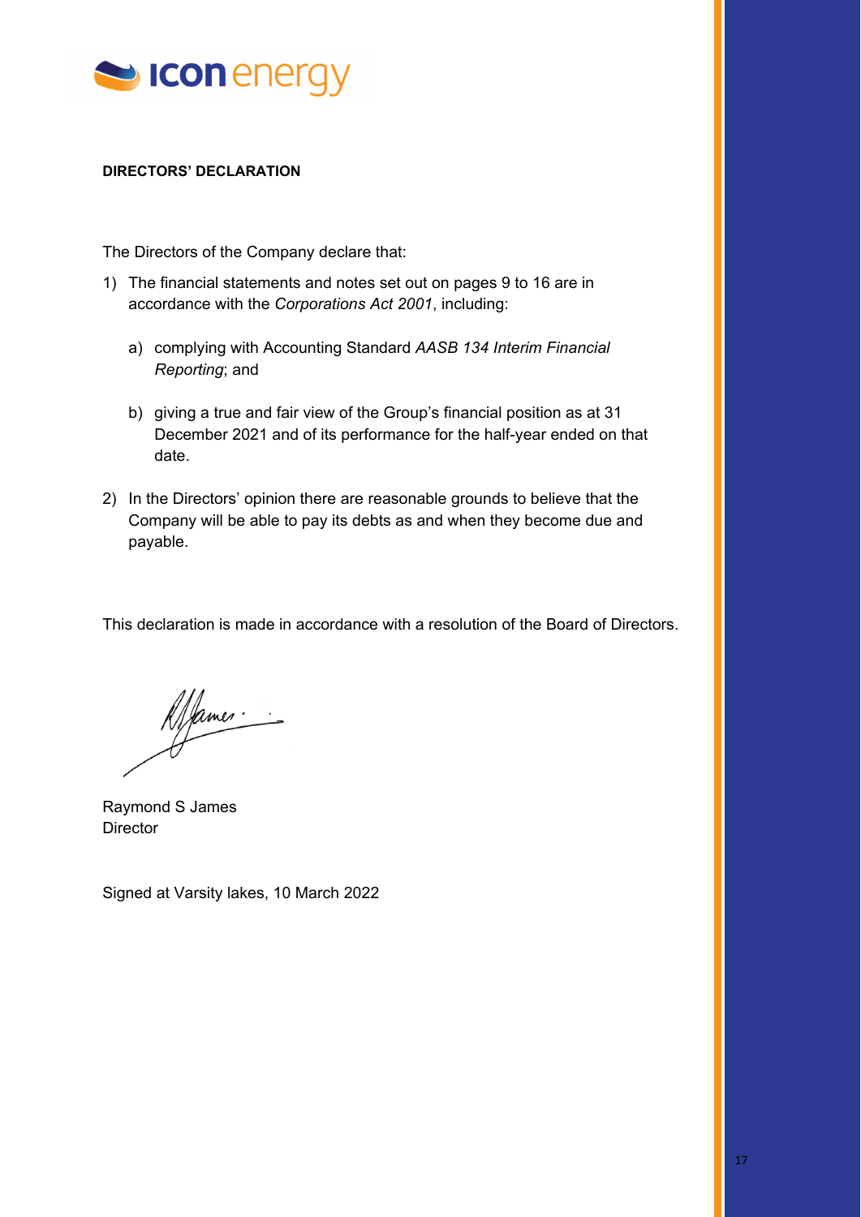## DIRECTORS' DECLARATION

The Directors of the Company declare that:

1) The financial statements and notes set out on pages 9 to 16 are in accordance with the *Corporations Act 2001*, including:

   a) complying with Accounting Standard *AASB 134 Interim Financial Reporting*; and

   b) giving a true and fair view of the Group's financial position as at 31 December 2021 and of its performance for the half-year ended on that date.

2) In the Directors' opinion there are reasonable grounds to believe that the Company will be able to pay its debts as and when they become due and payable.

This declaration is made in accordance with a resolution of the Board of Directors.

Raymond S James
Director

Signed at Varsity lakes, 10 March 2022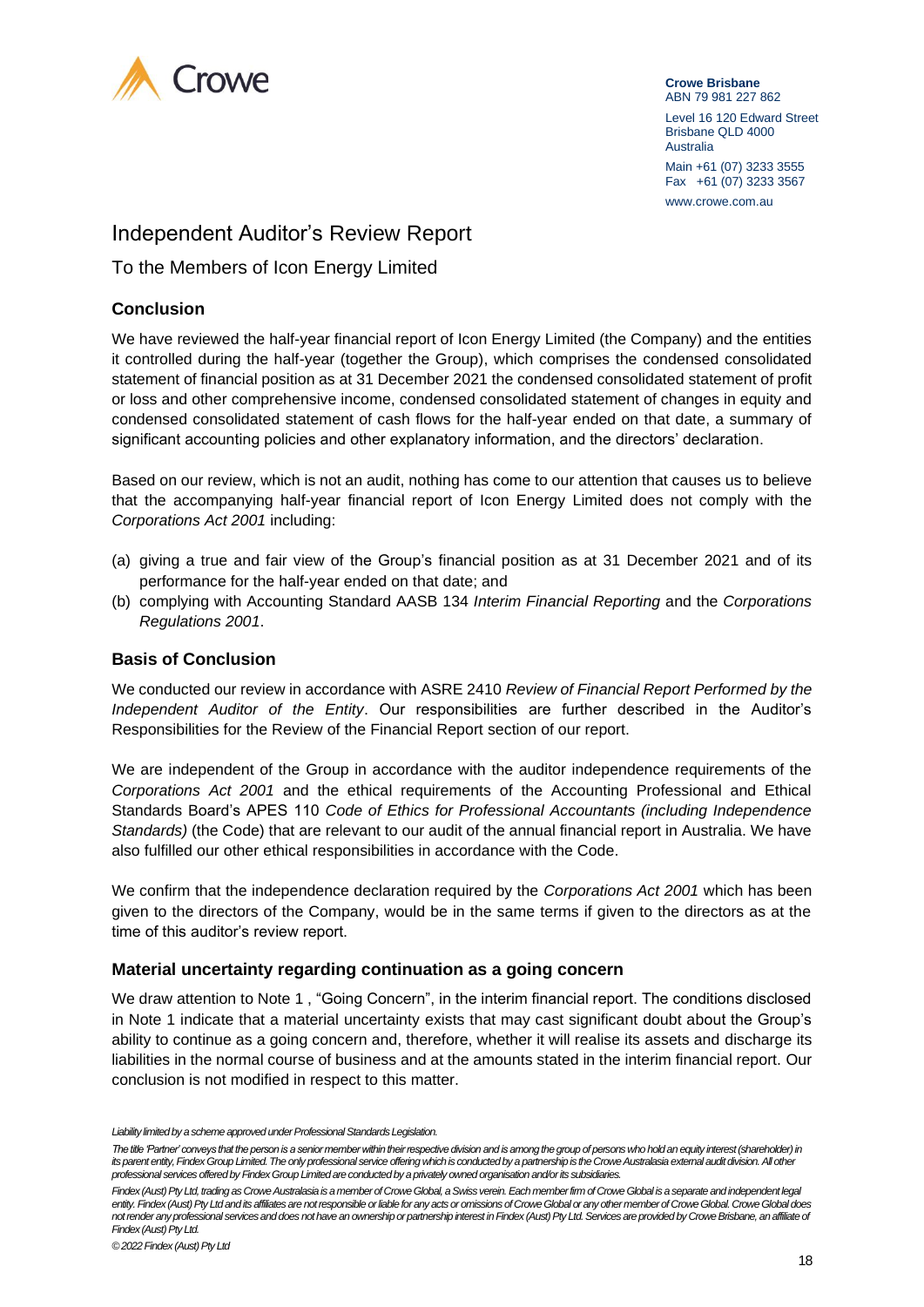Crowe

**Crowe Brisbane**
ABN 79 981 227 862

Level 16 120 Edward Street
Brisbane QLD 4000
Australia

Main +61 (07) 3233 3555
Fax +61 (07) 3233 3567

www.crowe.com.au

# Independent Auditor's Review Report

To the Members of Icon Energy Limited

## Conclusion

We have reviewed the half-year financial report of Icon Energy Limited (the Company) and the entities it controlled during the half-year (together the Group), which comprises the condensed consolidated statement of financial position as at 31 December 2021 the condensed consolidated statement of profit or loss and other comprehensive income, condensed consolidated statement of changes in equity and condensed consolidated statement of cash flows for the half-year ended on that date, a summary of significant accounting policies and other explanatory information, and the directors' declaration.

Based on our review, which is not an audit, nothing has come to our attention that causes us to believe that the accompanying half-year financial report of Icon Energy Limited does not comply with the *Corporations Act 2001* including:

(a) giving a true and fair view of the Group's financial position as at 31 December 2021 and of its performance for the half-year ended on that date; and

(b) complying with Accounting Standard AASB 134 *Interim Financial Reporting* and the *Corporations Regulations 2001*.

## Basis of Conclusion

We conducted our review in accordance with ASRE 2410 *Review of Financial Report Performed by the Independent Auditor of the Entity*. Our responsibilities are further described in the Auditor's Responsibilities for the Review of the Financial Report section of our report.

We are independent of the Group in accordance with the auditor independence requirements of the *Corporations Act 2001* and the ethical requirements of the Accounting Professional and Ethical Standards Board's APES 110 *Code of Ethics for Professional Accountants (including Independence Standards)* (the Code) that are relevant to our audit of the annual financial report in Australia. We have also fulfilled our other ethical responsibilities in accordance with the Code.

We confirm that the independence declaration required by the *Corporations Act 2001* which has been given to the directors of the Company, would be in the same terms if given to the directors as at the time of this auditor's review report.

## Material uncertainty regarding continuation as a going concern

We draw attention to Note 1 , "Going Concern", in the interim financial report. The conditions disclosed in Note 1 indicate that a material uncertainty exists that may cast significant doubt about the Group's ability to continue as a going concern and, therefore, whether it will realise its assets and discharge its liabilities in the normal course of business and at the amounts stated in the interim financial report. Our conclusion is not modified in respect to this matter.

*Liability limited by a scheme approved under Professional Standards Legislation.*

*The title 'Partner' conveys that the person is a senior member within their respective division and is among the group of persons who hold an equity interest (shareholder) in its parent entity, Findex Group Limited. The only professional service offering which is conducted by a partnership is the Crowe Australasia external audit division. All other professional services offered by Findex Group Limited are conducted by a privately owned organisation and/or its subsidiaries.*

*Findex (Aust) Pty Ltd, trading as Crowe Australasia is a member of Crowe Global, a Swiss verein. Each member firm of Crowe Global is a separate and independent legal entity. Findex (Aust) Pty Ltd and its affiliates are not responsible or liable for any acts or omissions of Crowe Global or any other member of Crowe Global. Crowe Global does not render any professional services and does not have an ownership or partnership interest in Findex (Aust) Pty Ltd. Services are provided by Crowe Brisbane, an affiliate of Findex (Aust) Pty Ltd.*

*© 2022 Findex (Aust) Pty Ltd*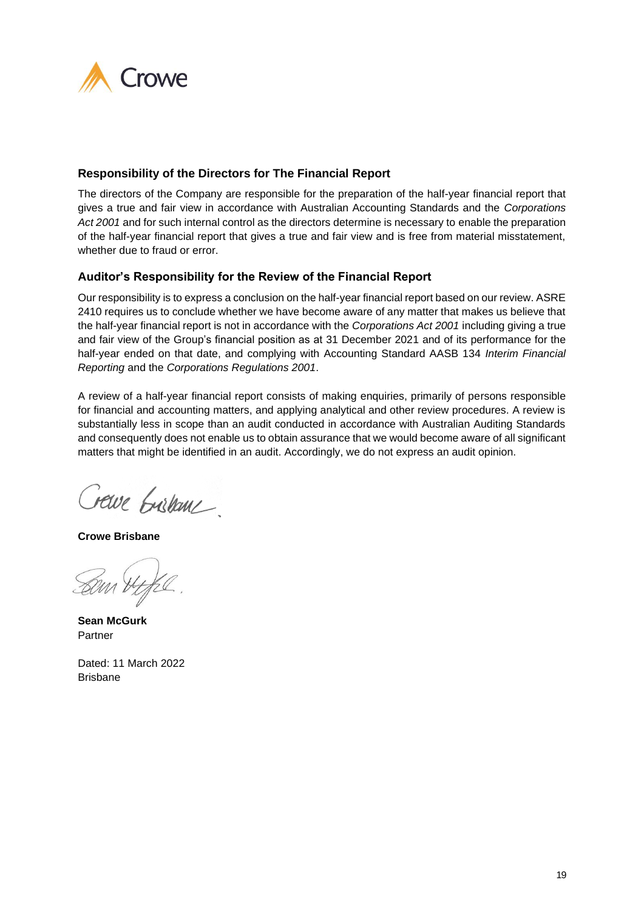Crowe

## Responsibility of the Directors for The Financial Report

The directors of the Company are responsible for the preparation of the half-year financial report that gives a true and fair view in accordance with Australian Accounting Standards and the *Corporations Act 2001* and for such internal control as the directors determine is necessary to enable the preparation of the half-year financial report that gives a true and fair view and is free from material misstatement, whether due to fraud or error.

## Auditor's Responsibility for the Review of the Financial Report

Our responsibility is to express a conclusion on the half-year financial report based on our review. ASRE 2410 requires us to conclude whether we have become aware of any matter that makes us believe that the half-year financial report is not in accordance with the *Corporations Act 2001* including giving a true and fair view of the Group's financial position as at 31 December 2021 and of its performance for the half-year ended on that date, and complying with Accounting Standard AASB 134 *Interim Financial Reporting* and the *Corporations Regulations 2001*.

A review of a half-year financial report consists of making enquiries, primarily of persons responsible for financial and accounting matters, and applying analytical and other review procedures. A review is substantially less in scope than an audit conducted in accordance with Australian Auditing Standards and consequently does not enable us to obtain assurance that we would become aware of all significant matters that might be identified in an audit. Accordingly, we do not express an audit opinion.

**Crowe Brisbane**

**Sean McGurk**
Partner

Dated: 11 March 2022
Brisbane